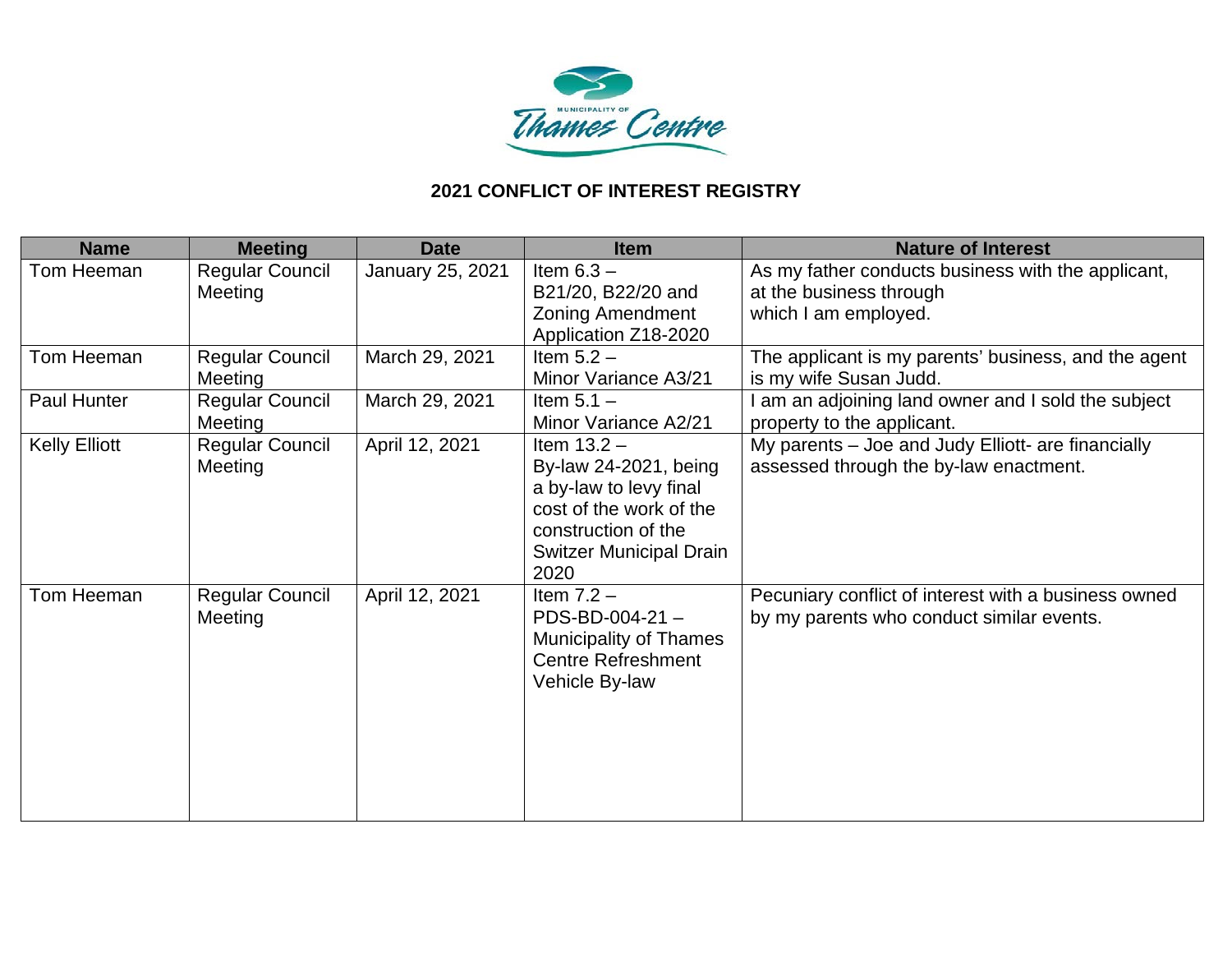Municipality of Thames Centre

# 2021 CONFLICT OF INTEREST REGISTRY

| Name | Meeting | Date | Item | Nature of Interest |
|---|---|---|---|---|
| Tom Heeman | Regular Council Meeting | January 25, 2021 | Item 6.3 – B21/20, B22/20 and Zoning Amendment Application Z18-2020 | As my father conducts business with the applicant, at the business through which I am employed. |
| Tom Heeman | Regular Council Meeting | March 29, 2021 | Item 5.2 – Minor Variance A3/21 | The applicant is my parents' business, and the agent is my wife Susan Judd. |
| Paul Hunter | Regular Council Meeting | March 29, 2021 | Item 5.1 – Minor Variance A2/21 | I am an adjoining land owner and I sold the subject property to the applicant. |
| Kelly Elliott | Regular Council Meeting | April 12, 2021 | Item 13.2 – By-law 24-2021, being a by-law to levy final cost of the work of the construction of the Switzer Municipal Drain 2020 | My parents – Joe and Judy Elliott- are financially assessed through the by-law enactment. |
| Tom Heeman | Regular Council Meeting | April 12, 2021 | Item 7.2 – PDS-BD-004-21 – Municipality of Thames Centre Refreshment Vehicle By-law | Pecuniary conflict of interest with a business owned by my parents who conduct similar events. |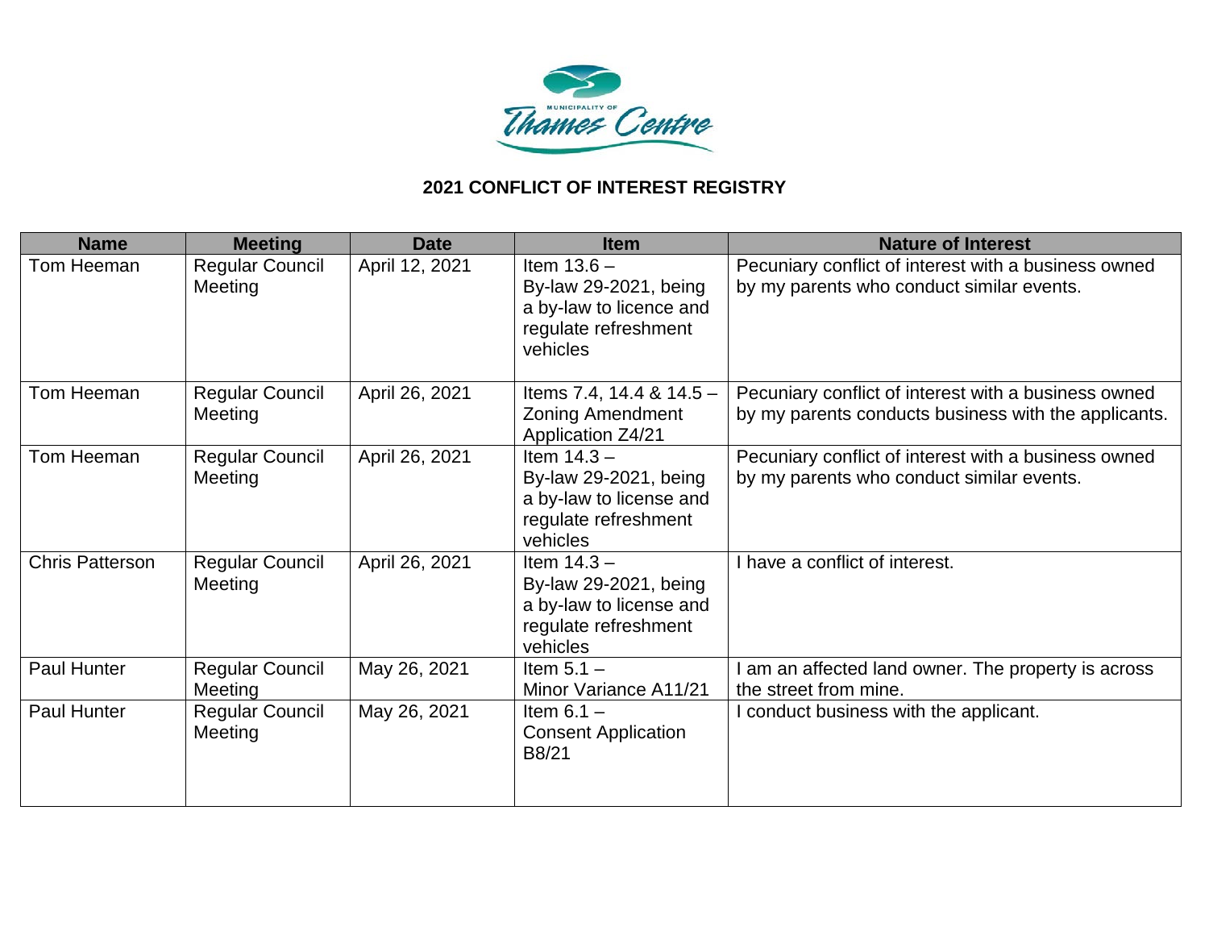## 2021 CONFLICT OF INTEREST REGISTRY

| Name | Meeting | Date | Item | Nature of Interest |
|---|---|---|---|---|
| Tom Heeman | Regular Council Meeting | April 12, 2021 | Item 13.6 – By-law 29-2021, being a by-law to licence and regulate refreshment vehicles | Pecuniary conflict of interest with a business owned by my parents who conduct similar events. |
| Tom Heeman | Regular Council Meeting | April 26, 2021 | Items 7.4, 14.4 & 14.5 – Zoning Amendment Application Z4/21 | Pecuniary conflict of interest with a business owned by my parents conducts business with the applicants. |
| Tom Heeman | Regular Council Meeting | April 26, 2021 | Item 14.3 – By-law 29-2021, being a by-law to license and regulate refreshment vehicles | Pecuniary conflict of interest with a business owned by my parents who conduct similar events. |
| Chris Patterson | Regular Council Meeting | April 26, 2021 | Item 14.3 – By-law 29-2021, being a by-law to license and regulate refreshment vehicles | I have a conflict of interest. |
| Paul Hunter | Regular Council Meeting | May 26, 2021 | Item 5.1 – Minor Variance A11/21 | I am an affected land owner. The property is across the street from mine. |
| Paul Hunter | Regular Council Meeting | May 26, 2021 | Item 6.1 – Consent Application B8/21 | I conduct business with the applicant. |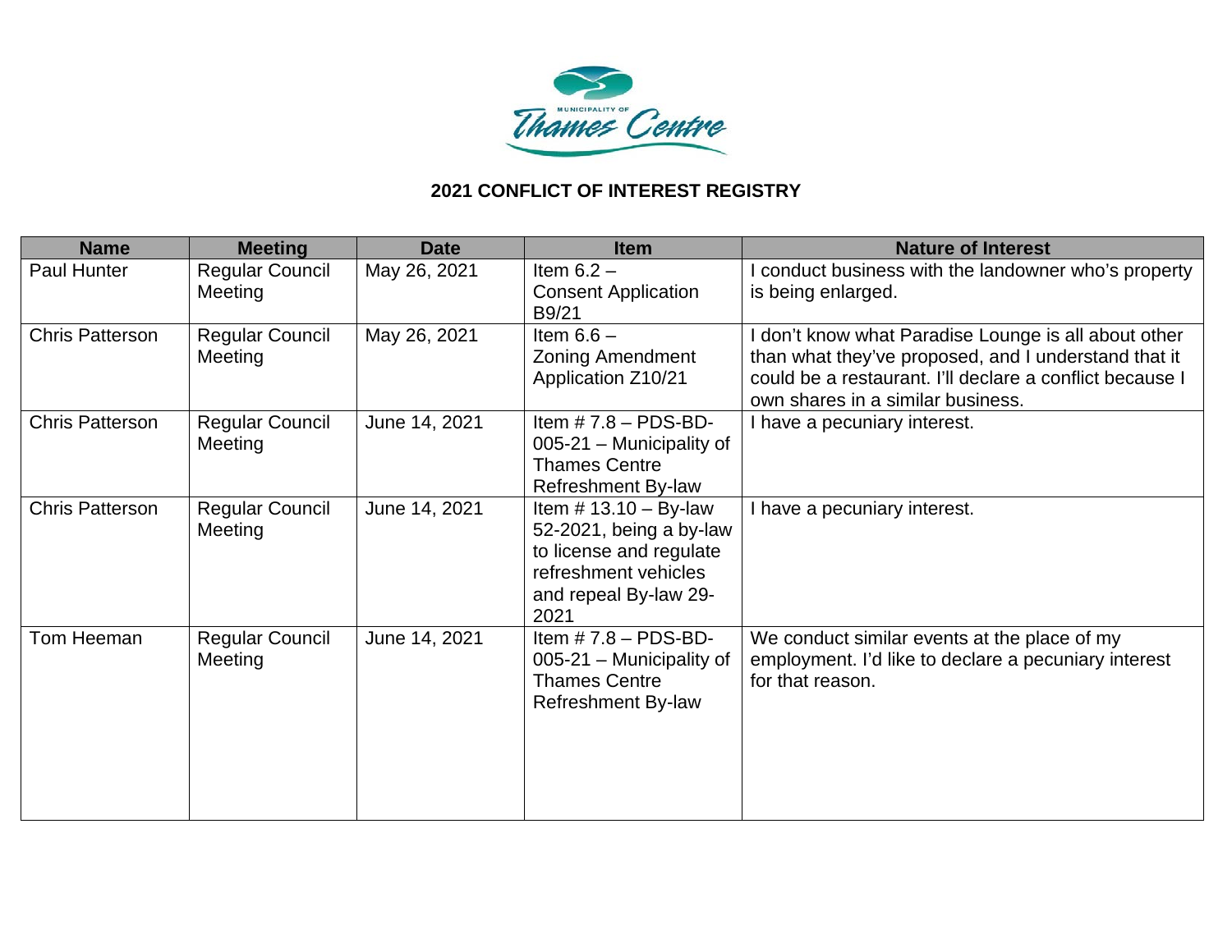MUNICIPALITY OF Thames Centre

## 2021 CONFLICT OF INTEREST REGISTRY

| Name | Meeting | Date | Item | Nature of Interest |
|---|---|---|---|---|
| Paul Hunter | Regular Council Meeting | May 26, 2021 | Item 6.2 – Consent Application B9/21 | I conduct business with the landowner who's property is being enlarged. |
| Chris Patterson | Regular Council Meeting | May 26, 2021 | Item 6.6 – Zoning Amendment Application Z10/21 | I don't know what Paradise Lounge is all about other than what they've proposed, and I understand that it could be a restaurant. I'll declare a conflict because I own shares in a similar business. |
| Chris Patterson | Regular Council Meeting | June 14, 2021 | Item # 7.8 – PDS-BD-005-21 – Municipality of Thames Centre Refreshment By-law | I have a pecuniary interest. |
| Chris Patterson | Regular Council Meeting | June 14, 2021 | Item # 13.10 – By-law 52-2021, being a by-law to license and regulate refreshment vehicles and repeal By-law 29-2021 | I have a pecuniary interest. |
| Tom Heeman | Regular Council Meeting | June 14, 2021 | Item # 7.8 – PDS-BD-005-21 – Municipality of Thames Centre Refreshment By-law | We conduct similar events at the place of my employment. I'd like to declare a pecuniary interest for that reason. |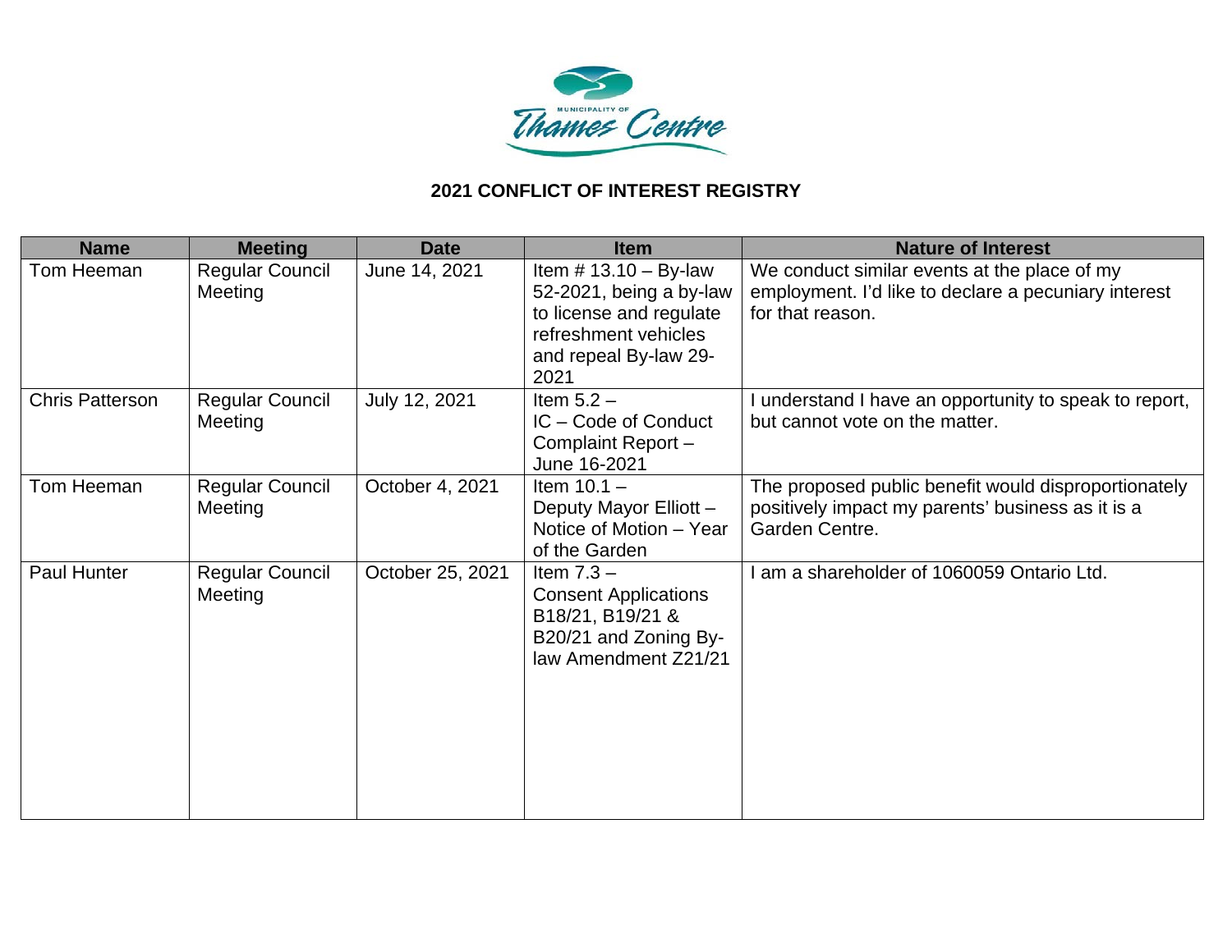MUNICIPALITY OF Thames Centre

## 2021 CONFLICT OF INTEREST REGISTRY

| Name | Meeting | Date | Item | Nature of Interest |
|---|---|---|---|---|
| Tom Heeman | Regular Council Meeting | June 14, 2021 | Item # 13.10 – By-law 52-2021, being a by-law to license and regulate refreshment vehicles and repeal By-law 29-2021 | We conduct similar events at the place of my employment. I'd like to declare a pecuniary interest for that reason. |
| Chris Patterson | Regular Council Meeting | July 12, 2021 | Item 5.2 – IC – Code of Conduct Complaint Report – June 16-2021 | I understand I have an opportunity to speak to report, but cannot vote on the matter. |
| Tom Heeman | Regular Council Meeting | October 4, 2021 | Item 10.1 – Deputy Mayor Elliott – Notice of Motion – Year of the Garden | The proposed public benefit would disproportionately positively impact my parents' business as it is a Garden Centre. |
| Paul Hunter | Regular Council Meeting | October 25, 2021 | Item 7.3 – Consent Applications B18/21, B19/21 & B20/21 and Zoning By-law Amendment Z21/21 | I am a shareholder of 1060059 Ontario Ltd. |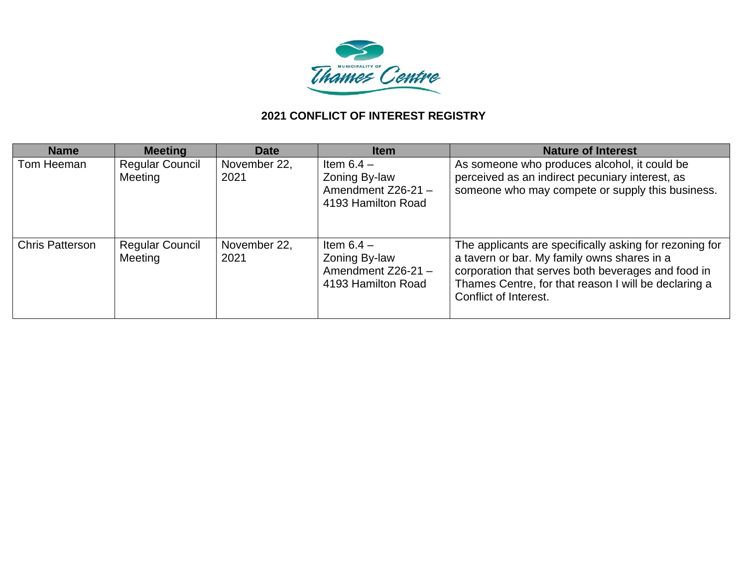# 2021 CONFLICT OF INTEREST REGISTRY

| Name | Meeting | Date | Item | Nature of Interest |
|---|---|---|---|---|
| Tom Heeman | Regular Council Meeting | November 22, 2021 | Item 6.4 – Zoning By-law Amendment Z26-21 – 4193 Hamilton Road | As someone who produces alcohol, it could be perceived as an indirect pecuniary interest, as someone who may compete or supply this business. |
| Chris Patterson | Regular Council Meeting | November 22, 2021 | Item 6.4 – Zoning By-law Amendment Z26-21 – 4193 Hamilton Road | The applicants are specifically asking for rezoning for a tavern or bar. My family owns shares in a corporation that serves both beverages and food in Thames Centre, for that reason I will be declaring a Conflict of Interest. |